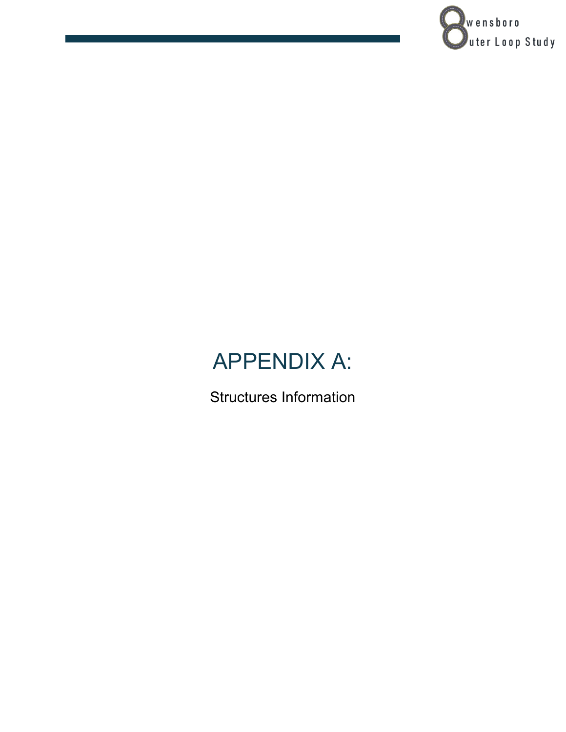# APPENDIX A:

Structures Information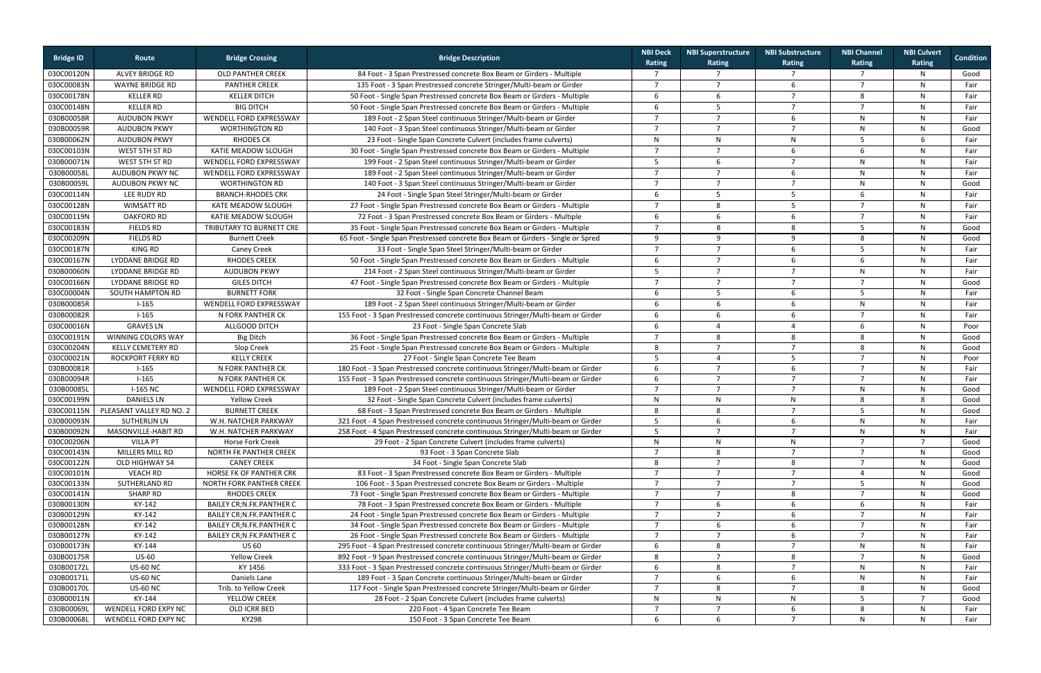| Bridge ID | Route | Bridge Crossing | Bridge Description | NBI Deck Rating | NBI Superstructure Rating | NBI Substructure Rating | NBI Channel Rating | NBI Culvert Rating | Condition |
|---|---|---|---|---|---|---|---|---|---|
| 030C00120N | ALVEY BRIDGE RD | OLD PANTHER CREEK | 84 Foot - 3 Span Prestressed concrete Box Beam or Girders - Multiple | 7 | 7 | 7 | 7 | N | Good |
| 030C00083N | WAYNE BRIDGE RD | PANTHER CREEK | 135 Foot - 3 Span Prestressed concrete Stringer/Multi-beam or Girder | 7 | 7 | 6 | 7 | N | Fair |
| 030C00178N | KELLER RD | KELLER DITCH | 50 Foot - Single Span Prestressed concrete Box Beam or Girders - Multiple | 6 | 6 | 7 | 8 | N | Fair |
| 030C00148N | KELLER RD | BIG DITCH | 50 Foot - Single Span Prestressed concrete Box Beam or Girders - Multiple | 6 | 5 | 7 | 7 | N | Fair |
| 030B00058R | AUDUBON PKWY | WENDELL FORD EXPRESSWAY | 189 Foot - 2 Span Steel continuous Stringer/Multi-beam or Girder | 7 | 7 | 6 | N | N | Fair |
| 030B00059R | AUDUBON PKWY | WORTHINGTON RD | 140 Foot - 3 Span Steel continuous Stringer/Multi-beam or Girder | 7 | 7 | 7 | N | N | Good |
| 030B00062N | AUDUBON PKWY | RHODES CK | 23 Foot - Single Span Concrete Culvert (includes frame culverts) | N | N | N | 5 | 6 | Fair |
| 030C00103N | WEST 5TH ST RD | KATIE MEADOW SLOUGH | 30 Foot - Single Span Prestressed concrete Box Beam or Girders - Multiple | 7 | 7 | 6 | 6 | N | Fair |
| 030B00071N | WEST 5TH ST RD | WENDELL FORD EXPRESSWAY | 199 Foot - 2 Span Steel continuous Stringer/Multi-beam or Girder | 5 | 6 | 7 | N | N | Fair |
| 030B00058L | AUDUBON PKWY NC | WENDELL FORD EXPRESSWAY | 189 Foot - 2 Span Steel continuous Stringer/Multi-beam or Girder | 7 | 7 | 6 | N | N | Fair |
| 030B00059L | AUDUBON PKWY NC | WORTHINGTON RD | 140 Foot - 3 Span Steel continuous Stringer/Multi-beam or Girder | 7 | 7 | 7 | N | N | Good |
| 030C00114N | LEE RUDY RD | BRANCH-RHODES CRK | 24 Foot - Single Span Steel Stringer/Multi-beam or Girder | 6 | 5 | 5 | 6 | N | Fair |
| 030C00128N | WIMSATT RD | KATE MEADOW SLOUGH | 27 Foot - Single Span Prestressed concrete Box Beam or Girders - Multiple | 7 | 8 | 5 | 7 | N | Fair |
| 030C00119N | OAKFORD RD | KATIE MEADOW SLOUGH | 72 Foot - 3 Span Prestressed concrete Box Beam or Girders - Multiple | 6 | 6 | 6 | 7 | N | Fair |
| 030C00183N | FIELDS RD | TRIBUTARY TO BURNETT CRE | 35 Foot - Single Span Prestressed concrete Box Beam or Girders - Multiple | 7 | 8 | 8 | 5 | N | Good |
| 030C00209N | FIELDS RD | Burnett Creek | 65 Foot - Single Span Prestressed concrete Box Beam or Girders - Single or Spred | 9 | 9 | 9 | 8 | N | Good |
| 030C00187N | KING RD | Caney Creek | 33 Foot - Single Span Steel Stringer/Multi-beam or Girder | 7 | 7 | 6 | 5 | N | Fair |
| 030C00167N | LYDDANE BRIDGE RD | RHODES CREEK | 50 Foot - Single Span Prestressed concrete Box Beam or Girders - Multiple | 6 | 7 | 6 | 6 | N | Fair |
| 030B00060N | LYDDANE BRIDGE RD | AUDUBON PKWY | 214 Foot - 2 Span Steel continuous Stringer/Multi-beam or Girder | 5 | 7 | 7 | N | N | Fair |
| 030C00166N | LYDDANE BRIDGE RD | GILES DITCH | 47 Foot - Single Span Prestressed concrete Box Beam or Girders - Multiple | 7 | 7 | 7 | 7 | N | Good |
| 030C00004N | SOUTH HAMPTON RD | BURNETT FORK | 32 Foot - Single Span Concrete Channel Beam | 6 | 5 | 6 | 5 | N | Fair |
| 030B00085R | I-165 | WENDELL FORD EXPRESSWAY | 189 Foot - 2 Span Steel continuous Stringer/Multi-beam or Girder | 6 | 6 | 6 | N | N | Fair |
| 030B00082R | I-165 | N FORK PANTHER CK | 155 Foot - 3 Span Prestressed concrete continuous Stringer/Multi-beam or Girder | 6 | 6 | 6 | 7 | N | Fair |
| 030C00016N | GRAVES LN | ALLGOOD DITCH | 23 Foot - Single Span Concrete Slab | 6 | 4 | 4 | 6 | N | Poor |
| 030C00191N | WINNING COLORS WAY | Big Ditch | 36 Foot - Single Span Prestressed concrete Box Beam or Girders - Multiple | 7 | 8 | 8 | 8 | N | Good |
| 030C00204N | KELLY CEMETERY RD | Slop Creek | 25 Foot - Single Span Prestressed concrete Box Beam or Girders - Multiple | 8 | 7 | 7 | 8 | N | Good |
| 030C00021N | ROCKPORT FERRY RD | KELLY CREEK | 27 Foot - Single Span Concrete Tee Beam | 5 | 4 | 5 | 7 | N | Poor |
| 030B00081R | I-165 | N FORK PANTHER CK | 180 Foot - 3 Span Prestressed concrete continuous Stringer/Multi-beam or Girder | 6 | 7 | 6 | 7 | N | Fair |
| 030B00094R | I-165 | N FORK PANTHER CK | 155 Foot - 3 Span Prestressed concrete continuous Stringer/Multi-beam or Girder | 6 | 7 | 7 | 7 | N | Fair |
| 030B00085L | I-165 NC | WENDELL FORD EXPRESSWAY | 189 Foot - 2 Span Steel continuous Stringer/Multi-beam or Girder | 7 | 7 | 7 | N | N | Good |
| 030C00199N | DANIELS LN | Yellow Creek | 32 Foot - Single Span Concrete Culvert (includes frame culverts) | N | N | N | 8 | 8 | Good |
| 030C00115N | PLEASANT VALLEY RD NO. 2 | BURNETT CREEK | 68 Foot - 3 Span Prestressed concrete Box Beam or Girders - Multiple | 8 | 8 | 7 | 5 | N | Good |
| 030B00093N | SUTHERLIN LN | W.H. NATCHER PARKWAY | 321 Foot - 4 Span Prestressed concrete continuous Stringer/Multi-beam or Girder | 5 | 6 | 6 | N | N | Fair |
| 030B00092N | MASONVILLE-HABIT RD | W.H. NATCHER PARKWAY | 258 Foot - 4 Span Prestressed concrete continuous Stringer/Multi-beam or Girder | 5 | 7 | 7 | N | N | Fair |
| 030C00206N | VILLA PT | Horse Fork Creek | 29 Foot - 2 Span Concrete Culvert (includes frame culverts) | N | N | N | 7 | 7 | Good |
| 030C00143N | MILLERS MILL RD | NORTH FK PANTHER CREEK | 93 Foot - 3 Span Concrete Slab | 7 | 8 | 7 | 7 | N | Good |
| 030C00122N | OLD HIGHWAY 54 | CANEY CREEK | 34 Foot - Single Span Concrete Slab | 8 | 7 | 8 | 7 | N | Good |
| 030C00101N | VEACH RD | HORSE FK OF PANTHER CRK | 83 Foot - 3 Span Prestressed concrete Box Beam or Girders - Multiple | 7 | 7 | 7 | 4 | N | Good |
| 030C00133N | SUTHERLAND RD | NORTH FORK PANTHER CREEK | 106 Foot - 3 Span Prestressed concrete Box Beam or Girders - Multiple | 7 | 7 | 7 | 5 | N | Good |
| 030C00141N | SHARP RD | RHODES CREEK | 73 Foot - Single Span Prestressed concrete Box Beam or Girders - Multiple | 7 | 7 | 8 | 7 | N | Good |
| 030B00130N | KY-142 | BAILEY CR;N.FK.PANTHER C | 78 Foot - 3 Span Prestressed concrete Box Beam or Girders - Multiple | 7 | 6 | 6 | 6 | N | Fair |
| 030B00129N | KY-142 | BAILEY CR;N.FK.PANTHER C | 24 Foot - Single Span Prestressed concrete Box Beam or Girders - Multiple | 7 | 7 | 6 | 7 | N | Fair |
| 030B00128N | KY-142 | BAILEY CR;N.FK.PANTHER C | 34 Foot - Single Span Prestressed concrete Box Beam or Girders - Multiple | 7 | 6 | 6 | 7 | N | Fair |
| 030B00127N | KY-142 | BAILEY CR;N.FK.PANTHER C | 26 Foot - Single Span Prestressed concrete Box Beam or Girders - Multiple | 7 | 7 | 6 | 7 | N | Fair |
| 030B00173N | KY-144 | US 60 | 295 Foot - 4 Span Prestressed concrete continuous Stringer/Multi-beam or Girder | 6 | 8 | 7 | N | N | Fair |
| 030B00175R | US-60 | Yellow Creek | 892 Foot - 9 Span Prestressed concrete continuous Stringer/Multi-beam or Girder | 8 | 7 | 8 | 7 | N | Good |
| 030B00172L | US-60 NC | KY 1456 | 333 Foot - 3 Span Prestressed concrete continuous Stringer/Multi-beam or Girder | 6 | 8 | 7 | N | N | Fair |
| 030B00171L | US-60 NC | Daniels Lane | 189 Foot - 3 Span Concrete continuous Stringer/Multi-beam or Girder | 7 | 6 | 6 | N | N | Fair |
| 030B00170L | US-60 NC | Trib. to Yellow Creek | 117 Foot - Single Span Prestressed concrete Stringer/Multi-beam or Girder | 7 | 8 | 7 | 8 | N | Good |
| 030B00011N | KY-144 | YELLOW CREEK | 28 Foot - 2 Span Concrete Culvert (includes frame culverts) | N | N | N | 5 | 7 | Good |
| 030B00069L | WENDELL FORD EXPY NC | OLD ICRR BED | 220 Foot - 4 Span Concrete Tee Beam | 7 | 7 | 6 | 8 | N | Fair |
| 030B00068L | WENDELL FORD EXPY NC | KY298 | 150 Foot - 3 Span Concrete Tee Beam | 6 | 6 | 7 | N | N | Fair |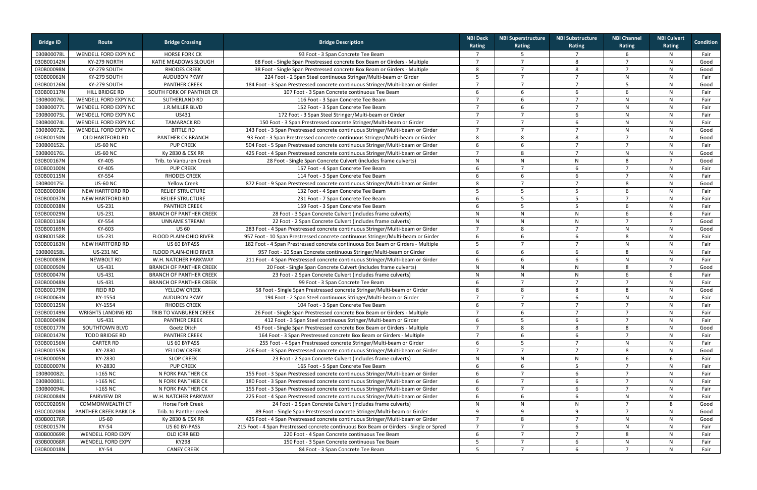| Bridge ID | Route | Bridge Crossing | Bridge Description | NBI Deck Rating | NBI Superstructure Rating | NBI Substructure Rating | NBI Channel Rating | NBI Culvert Rating | Condition |
|---|---|---|---|---|---|---|---|---|---|
| 030B00078L | WENDELL FORD EXPY NC | HORSE FORK CK | 93 Foot - 3 Span Concrete Tee Beam | 7 | 5 | 7 | 6 | N | Fair |
| 030B00142N | KY-279 NORTH | KATIE MEADOWS SLOUGH | 68 Foot - Single Span Prestressed concrete Box Beam or Girders - Multiple | 7 | 7 | 8 | 7 | N | Good |
| 030B00098N | KY-279 SOUTH | RHODES CREEK | 38 Foot - Single Span Prestressed concrete Box Beam or Girders - Multiple | 8 | 7 | 8 | 7 | N | Good |
| 030B00061N | KY-279 SOUTH | AUDUBON PKWY | 224 Foot - 2 Span Steel continuous Stringer/Multi-beam or Girder | 5 | 7 | 7 | N | N | Fair |
| 030B00126N | KY-279 SOUTH | PANTHER CREEK | 184 Foot - 3 Span Prestressed concrete continuous Stringer/Multi-beam or Girder | 7 | 7 | 7 | 5 | N | Good |
| 030B00117N | HILL BRIDGE RD | SOUTH FORK OF PANTHER CR | 107 Foot - 3 Span Concrete continuous Tee Beam | 6 | 6 | 6 | 6 | N | Fair |
| 030B00076L | WENDELL FORD EXPY NC | SUTHERLAND RD | 116 Foot - 3 Span Concrete Tee Beam | 7 | 6 | 7 | N | N | Fair |
| 030B00077L | WENDELL FORD EXPY NC | J.R.MILLER BLVD | 152 Foot - 3 Span Concrete Tee Beam | 7 | 6 | 7 | N | N | Fair |
| 030B00075L | WENDELL FORD EXPY NC | US431 | 172 Foot - 3 Span Steel Stringer/Multi-beam or Girder | 7 | 7 | 6 | N | N | Fair |
| 030B00074L | WENDELL FORD EXPY NC | TAMARACK RD | 150 Foot - 3 Span Prestressed concrete Stringer/Multi-beam or Girder | 7 | 7 | 6 | N | N | Fair |
| 030B00072L | WENDELL FORD EXPY NC | BITTLE RD | 143 Foot - 3 Span Prestressed concrete continuous Stringer/Multi-beam or Girder | 7 | 7 | 7 | N | N | Good |
| 030B00150N | OLD HARTFORD RD | PANTHER CK BRANCH | 93 Foot - 3 Span Prestressed concrete continuous Stringer/Multi-beam or Girder | 8 | 8 | 8 | 7 | N | Good |
| 030B00152L | US-60 NC | PUP CREEK | 504 Foot - 5 Span Prestressed concrete continuous Stringer/Multi-beam or Girder | 6 | 6 | 7 | 7 | N | Fair |
| 030B00176L | US-60 NC | Ky 2830 & CSX RR | 425 Foot - 4 Span Prestressed concrete continuous Stringer/Multi-beam or Girder | 7 | 8 | 7 | N | N | Good |
| 030B00167N | KY-405 | Trib. to Vanburen Creek | 28 Foot - Single Span Concrete Culvert (includes frame culverts) | N | N | N | 8 | 7 | Good |
| 030B00100N | KY-405 | PUP CREEK | 157 Foot - 4 Span Concrete Tee Beam | 6 | 7 | 6 | 7 | N | Fair |
| 030B00115N | KY-554 | RHODES CREEK | 114 Foot - 3 Span Concrete Tee Beam | 6 | 6 | 6 | 7 | N | Fair |
| 030B00175L | US-60 NC | Yellow Creek | 872 Foot - 9 Span Prestressed concrete continuous Stringer/Multi-beam or Girder | 8 | 7 | 7 | 8 | N | Good |
| 030B00036N | NEW HARTFORD RD | RELIEF STRUCTURE | 132 Foot - 4 Span Concrete Tee Beam | 5 | 5 | 5 | 6 | N | Fair |
| 030B00037N | NEW HARTFORD RD | RELIEF STRUCTURE | 231 Foot - 7 Span Concrete Tee Beam | 6 | 5 | 5 | 7 | N | Fair |
| 030B00038N | US-231 | PANTHER CREEK | 159 Foot - 3 Span Concrete Tee Beam | 6 | 5 | 5 | 6 | N | Fair |
| 030B00029N | US-231 | BRANCH OF PANTHER CREEK | 28 Foot - 3 Span Concrete Culvert (includes frame culverts) | N | N | N | 6 | 6 | Fair |
| 030B00116N | KY-554 | UNNAME STREAM | 22 Foot - 2 Span Concrete Culvert (includes frame culverts) | N | N | N | 7 | 7 | Good |
| 030B00169N | KY-603 | US 60 | 283 Foot - 4 Span Prestressed concrete continuous Stringer/Multi-beam or Girder | 7 | 8 | 7 | N | N | Good |
| 030B00158R | US-231 | FLOOD PLAIN-OHIO RIVER | 957 Foot - 10 Span Prestressed concrete continuous Stringer/Multi-beam or Girder | 6 | 6 | 6 | 8 | N | Fair |
| 030B00163N | NEW HARTFORD RD | US 60 BYPASS | 182 Foot - 4 Span Prestressed concrete continuous Box Beam or Girders - Multiple | 5 | 7 | 7 | N | N | Fair |
| 030B00158L | US-231 NC | FLOOD PLAIN-OHIO RIVER | 957 Foot - 10 Span Concrete continuous Stringer/Multi-beam or Girder | 6 | 6 | 6 | 8 | N | Fair |
| 030B00083N | NEWBOLT RD | W.H. NATCHER PARKWAY | 211 Foot - 4 Span Prestressed concrete continuous Stringer/Multi-beam or Girder | 6 | 6 | 6 | N | N | Fair |
| 030B00050N | US-431 | BRANCH OF PANTHER CREEK | 20 Foot - Single Span Concrete Culvert (includes frame culverts) | N | N | N | 8 | 7 | Good |
| 030B00047N | US-431 | BRANCH OF PANTHER CREEK | 23 Foot - 2 Span Concrete Culvert (includes frame culverts) | N | N | N | 6 | 6 | Fair |
| 030B00048N | US-431 | BRANCH OF PANTHER CREEK | 99 Foot - 3 Span Concrete Tee Beam | 6 | 7 | 7 | 7 | N | Fair |
| 030B00179N | REID RD | YELLOW CREEK | 58 Foot - Single Span Prestressed concrete Stringer/Multi-beam or Girder | 8 | 8 | 8 | 8 | N | Good |
| 030B00063N | KY-1554 | AUDUBON PKWY | 194 Foot - 2 Span Steel continuous Stringer/Multi-beam or Girder | 7 | 7 | 6 | N | N | Fair |
| 030B00125N | KY-1554 | RHODES CREEK | 104 Foot - 3 Span Concrete Tee Beam | 6 | 7 | 7 | 7 | N | Fair |
| 030B00149N | WRIGHTS LANDING RD | TRIB TO VANBUREN CREEK | 26 Foot - Single Span Prestressed concrete Box Beam or Girders - Multiple | 7 | 6 | 7 | 7 | N | Fair |
| 030B00049N | US-431 | PANTHER CREEK | 412 Foot - 3 Span Steel continuous Stringer/Multi-beam or Girder | 6 | 5 | 6 | 7 | N | Fair |
| 030B00177N | SOUTHTOWN BLVD | Goetz Ditch | 45 Foot - Single Span Prestressed concrete Box Beam or Girders - Multiple | 7 | 8 | 8 | 8 | N | Good |
| 030B00147N | TODD BRIDGE RD | PANTHER CREEK | 164 Foot - 3 Span Prestressed concrete Box Beam or Girders - Multiple | 7 | 6 | 6 | 7 | N | Fair |
| 030B00156N | CARTER RD | US 60 BYPASS | 255 Foot - 4 Span Prestressed concrete Stringer/Multi-beam or Girder | 6 | 5 | 7 | N | N | Fair |
| 030B00155N | KY-2830 | YELLOW CREEK | 206 Foot - 3 Span Prestressed concrete continuous Stringer/Multi-beam or Girder | 7 | 7 | 7 | 8 | N | Good |
| 030B00005N | KY-2830 | SLOP CREEK | 23 Foot - 2 Span Concrete Culvert (includes frame culverts) | N | N | N | 6 | 6 | Fair |
| 030B00007N | KY-2830 | PUP CREEK | 165 Foot - 5 Span Concrete Tee Beam | 6 | 6 | 5 | 7 | N | Fair |
| 030B00082L | I-165 NC | N FORK PANTHER CK | 155 Foot - 3 Span Prestressed concrete continuous Stringer/Multi-beam or Girder | 6 | 7 | 6 | 7 | N | Fair |
| 030B00081L | I-165 NC | N FORK PANTHER CK | 180 Foot - 3 Span Prestressed concrete continuous Stringer/Multi-beam or Girder | 6 | 7 | 6 | 7 | N | Fair |
| 030B00094L | I-165 NC | N FORK PANTHER CK | 155 Foot - 3 Span Prestressed concrete continuous Stringer/Multi-beam or Girder | 6 | 7 | 6 | 7 | N | Fair |
| 030B00084N | FAIRVIEW DR | W.H. NATCHER PARKWAY | 225 Foot - 4 Span Prestressed concrete continuous Stringer/Multi-beam or Girder | 6 | 6 | 6 | N | N | Fair |
| 030C00205N | COMMONWEALTH CT | Horse Fork Creek | 24 Foot - 2 Span Concrete Culvert (includes frame culverts) | N | N | N | 7 | 8 | Good |
| 030C00208N | PANTHER CREEK PARK DR | Trib. to Panther creek | 89 Foot - Single Span Prestressed concrete Stringer/Multi-beam or Girder | 9 | 9 | 9 | 7 | N | Good |
| 030B00176R | US-60 | Ky 2830 & CSX RR | 425 Foot - 4 Span Prestressed concrete continuous Stringer/Multi-beam or Girder | 7 | 8 | 7 | N | N | Good |
| 030B00157N | KY-54 | US 60 BY-PASS | 215 Foot - 4 Span Prestressed concrete continuous Box Beam or Girders - Single or Spred | 7 | 7 | 6 | N | N | Fair |
| 030B00069R | WENDELL FORD EXPY | OLD ICRR BED | 220 Foot - 4 Span Concrete continuous Tee Beam | 6 | 7 | 7 | 8 | N | Fair |
| 030B00068R | WENDELL FORD EXPY | KY298 | 150 Foot - 3 Span Concrete continuous Tee Beam | 5 | 7 | 6 | N | N | Fair |
| 030B00018N | KY-54 | CANEY CREEK | 84 Foot - 3 Span Concrete Tee Beam | 5 | 7 | 6 | 7 | N | Fair |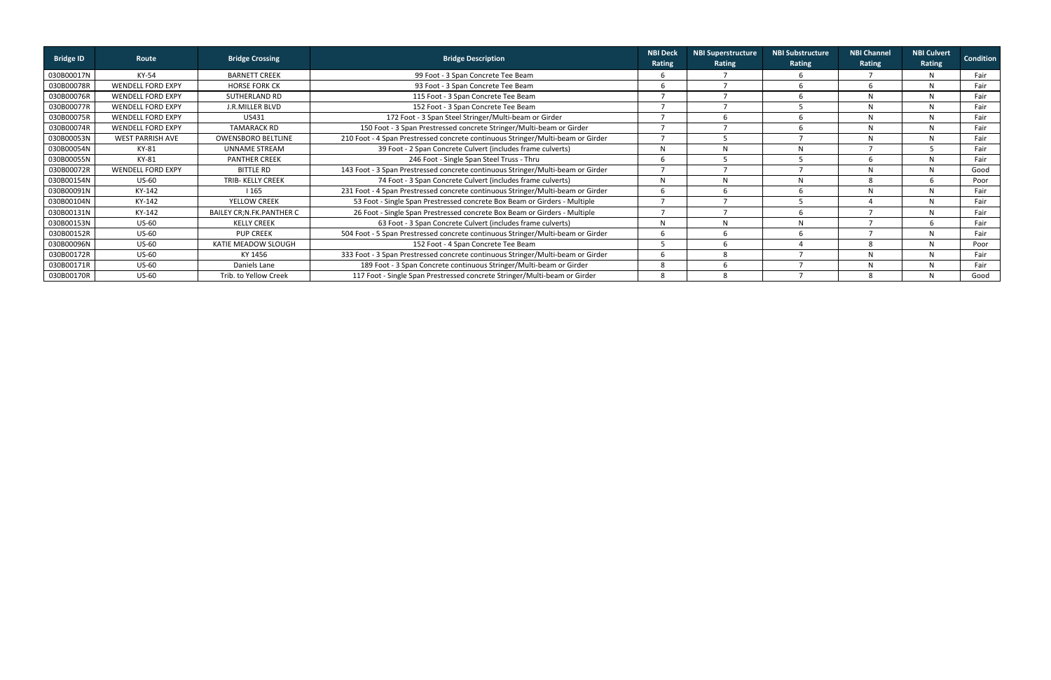| Bridge ID | Route | Bridge Crossing | Bridge Description | NBI Deck Rating | NBI Superstructure Rating | NBI Substructure Rating | NBI Channel Rating | NBI Culvert Rating | Condition |
|---|---|---|---|---|---|---|---|---|---|
| 030B00017N | KY-54 | BARNETT CREEK | 99 Foot - 3 Span Concrete Tee Beam | 6 | 7 | 6 | 7 | N | Fair |
| 030B00078R | WENDELL FORD EXPY | HORSE FORK CK | 93 Foot - 3 Span Concrete Tee Beam | 6 | 7 | 6 | 6 | N | Fair |
| 030B00076R | WENDELL FORD EXPY | SUTHERLAND RD | 115 Foot - 3 Span Concrete Tee Beam | 7 | 7 | 6 | N | N | Fair |
| 030B00077R | WENDELL FORD EXPY | J.R.MILLER BLVD | 152 Foot - 3 Span Concrete Tee Beam | 7 | 7 | 5 | N | N | Fair |
| 030B00075R | WENDELL FORD EXPY | US431 | 172 Foot - 3 Span Steel Stringer/Multi-beam or Girder | 7 | 6 | 6 | N | N | Fair |
| 030B00074R | WENDELL FORD EXPY | TAMARACK RD | 150 Foot - 3 Span Prestressed concrete Stringer/Multi-beam or Girder | 7 | 7 | 6 | N | N | Fair |
| 030B00053N | WEST PARRISH AVE | OWENSBORO BELTLINE | 210 Foot - 4 Span Prestressed concrete continuous Stringer/Multi-beam or Girder | 7 | 5 | 7 | N | N | Fair |
| 030B00054N | KY-81 | UNNAME STREAM | 39 Foot - 2 Span Concrete Culvert (includes frame culverts) | N | N | N | 7 | 5 | Fair |
| 030B00055N | KY-81 | PANTHER CREEK | 246 Foot - Single Span Steel Truss - Thru | 6 | 5 | 5 | 6 | N | Fair |
| 030B00072R | WENDELL FORD EXPY | BITTLE RD | 143 Foot - 3 Span Prestressed concrete continuous Stringer/Multi-beam or Girder | 7 | 7 | 7 | N | N | Good |
| 030B00154N | US-60 | TRIB- KELLY CREEK | 74 Foot - 3 Span Concrete Culvert (includes frame culverts) | N | N | N | 8 | 6 | Poor |
| 030B00091N | KY-142 | I 165 | 231 Foot - 4 Span Prestressed concrete continuous Stringer/Multi-beam or Girder | 6 | 6 | 6 | N | N | Fair |
| 030B00104N | KY-142 | YELLOW CREEK | 53 Foot - Single Span Prestressed concrete Box Beam or Girders - Multiple | 7 | 7 | 5 | 4 | N | Fair |
| 030B00131N | KY-142 | BAILEY CR;N.FK.PANTHER C | 26 Foot - Single Span Prestressed concrete Box Beam or Girders - Multiple | 7 | 7 | 6 | 7 | N | Fair |
| 030B00153N | US-60 | KELLY CREEK | 63 Foot - 3 Span Concrete Culvert (includes frame culverts) | N | N | N | 7 | 6 | Fair |
| 030B00152R | US-60 | PUP CREEK | 504 Foot - 5 Span Prestressed concrete continuous Stringer/Multi-beam or Girder | 6 | 6 | 6 | 7 | N | Fair |
| 030B00096N | US-60 | KATIE MEADOW SLOUGH | 152 Foot - 4 Span Concrete Tee Beam | 5 | 6 | 4 | 8 | N | Poor |
| 030B00172R | US-60 | KY 1456 | 333 Foot - 3 Span Prestressed concrete continuous Stringer/Multi-beam or Girder | 6 | 8 | 7 | N | N | Fair |
| 030B00171R | US-60 | Daniels Lane | 189 Foot - 3 Span Concrete continuous Stringer/Multi-beam or Girder | 8 | 6 | 7 | N | N | Fair |
| 030B00170R | US-60 | Trib. to Yellow Creek | 117 Foot - Single Span Prestressed concrete Stringer/Multi-beam or Girder | 8 | 8 | 7 | 8 | N | Good |